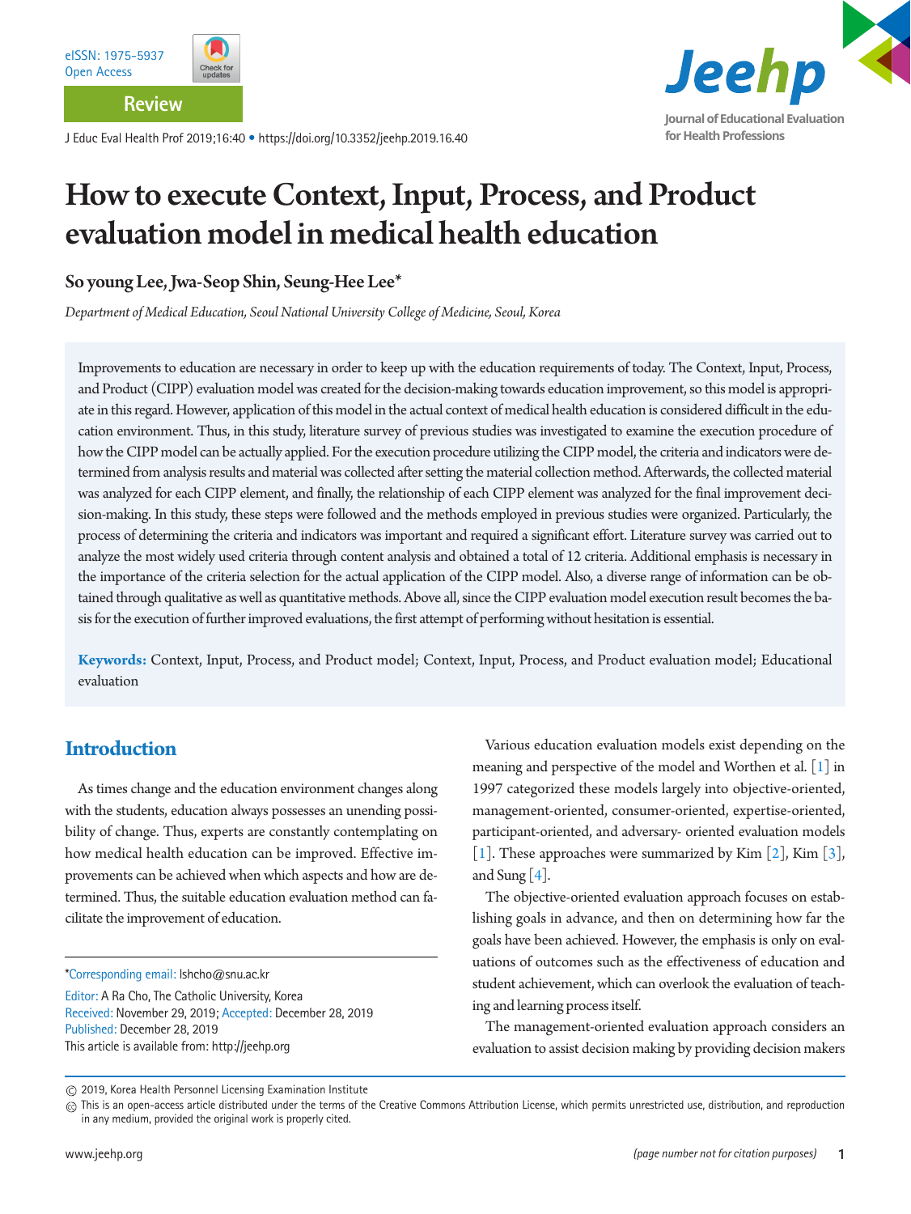Review

# How to execute Context, Input, Process, and Product evaluation model in medical health education

**So young Lee, Jwa-Seop Shin, Seung-Hee Lee***

*Department of Medical Education, Seoul National University College of Medicine, Seoul, Korea*

Improvements to education are necessary in order to keep up with the education requirements of today. The Context, Input, Process, and Product (CIPP) evaluation model was created for the decision-making towards education improvement, so this model is appropriate in this regard. However, application of this model in the actual context of medical health education is considered difficult in the education environment. Thus, in this study, literature survey of previous studies was investigated to examine the execution procedure of how the CIPP model can be actually applied. For the execution procedure utilizing the CIPP model, the criteria and indicators were determined from analysis results and material was collected after setting the material collection method. Afterwards, the collected material was analyzed for each CIPP element, and finally, the relationship of each CIPP element was analyzed for the final improvement decision-making. In this study, these steps were followed and the methods employed in previous studies were organized. Particularly, the process of determining the criteria and indicators was important and required a significant effort. Literature survey was carried out to analyze the most widely used criteria through content analysis and obtained a total of 12 criteria. Additional emphasis is necessary in the importance of the criteria selection for the actual application of the CIPP model. Also, a diverse range of information can be obtained through qualitative as well as quantitative methods. Above all, since the CIPP evaluation model execution result becomes the basis for the execution of further improved evaluations, the first attempt of performing without hesitation is essential.

**Keywords:** Context, Input, Process, and Product model; Context, Input, Process, and Product evaluation model; Educational evaluation

## Introduction

As times change and the education environment changes along with the students, education always possesses an unending possibility of change. Thus, experts are constantly contemplating on how medical health education can be improved. Effective improvements can be achieved when which aspects and how are determined. Thus, the suitable education evaluation method can facilitate the improvement of education.

Various education evaluation models exist depending on the meaning and perspective of the model and Worthen et al. [1] in 1997 categorized these models largely into objective-oriented, management-oriented, consumer-oriented, expertise-oriented, participant-oriented, and adversary- oriented evaluation models [1]. These approaches were summarized by Kim [2], Kim [3], and Sung [4].

The objective-oriented evaluation approach focuses on establishing goals in advance, and then on determining how far the goals have been achieved. However, the emphasis is only on evaluations of outcomes such as the effectiveness of education and student achievement, which can overlook the evaluation of teaching and learning process itself.

The management-oriented evaluation approach considers an evaluation to assist decision making by providing decision makers

*Corresponding email: lshcho@snu.ac.kr

Editor: A Ra Cho, The Catholic University, Korea

Received: November 29, 2019; Accepted: December 28, 2019

Published: December 28, 2019

This article is available from: http://jeehp.org

© 2019, Korea Health Personnel Licensing Examination Institute

This is an open-access article distributed under the terms of the Creative Commons Attribution License, which permits unrestricted use, distribution, and reproduction in any medium, provided the original work is properly cited.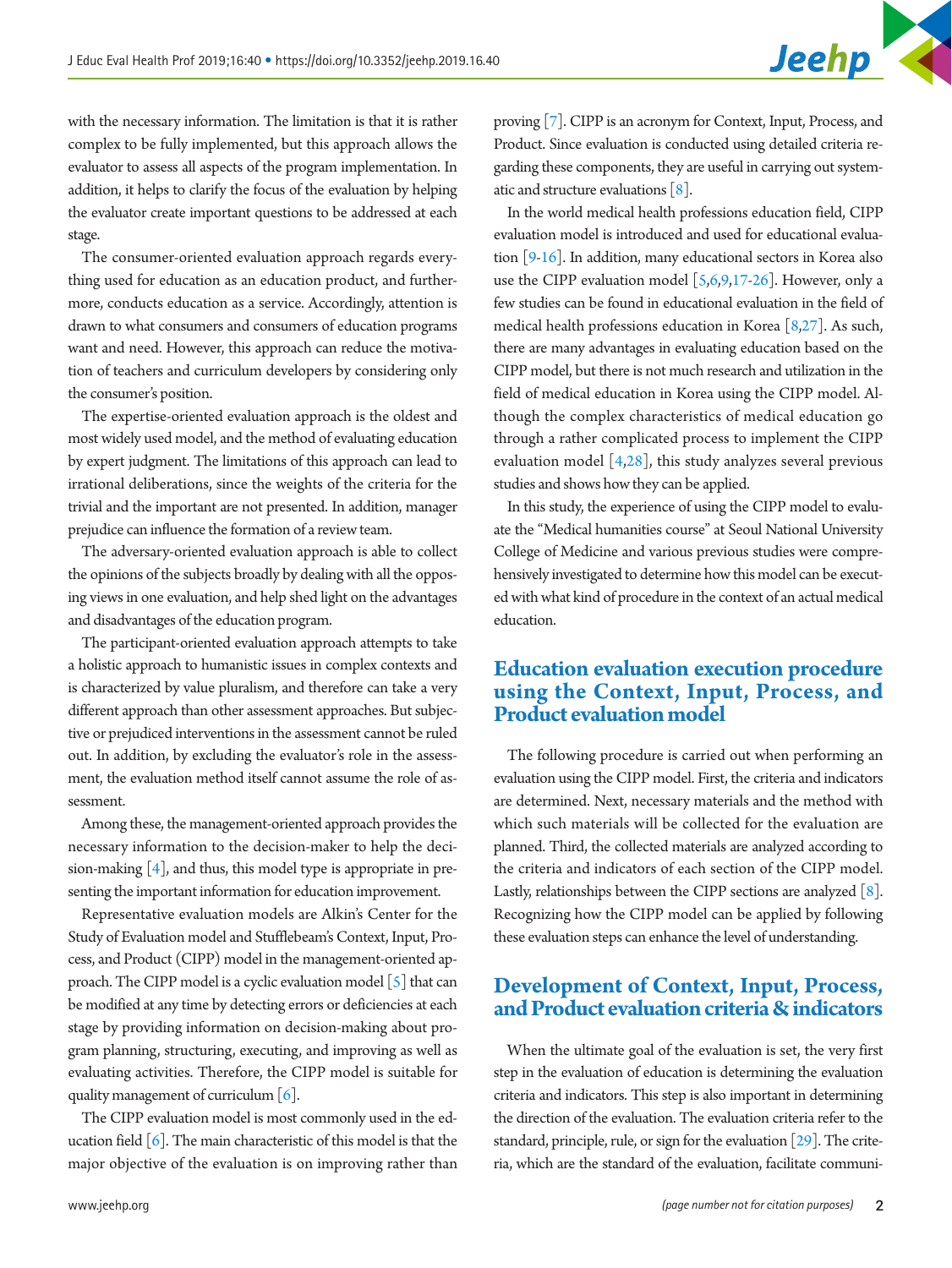with the necessary information. The limitation is that it is rather complex to be fully implemented, but this approach allows the evaluator to assess all aspects of the program implementation. In addition, it helps to clarify the focus of the evaluation by helping the evaluator create important questions to be addressed at each stage.

The consumer-oriented evaluation approach regards everything used for education as an education product, and furthermore, conducts education as a service. Accordingly, attention is drawn to what consumers and consumers of education programs want and need. However, this approach can reduce the motivation of teachers and curriculum developers by considering only the consumer's position.

The expertise-oriented evaluation approach is the oldest and most widely used model, and the method of evaluating education by expert judgment. The limitations of this approach can lead to irrational deliberations, since the weights of the criteria for the trivial and the important are not presented. In addition, manager prejudice can influence the formation of a review team.

The adversary-oriented evaluation approach is able to collect the opinions of the subjects broadly by dealing with all the opposing views in one evaluation, and help shed light on the advantages and disadvantages of the education program.

The participant-oriented evaluation approach attempts to take a holistic approach to humanistic issues in complex contexts and is characterized by value pluralism, and therefore can take a very different approach than other assessment approaches. But subjective or prejudiced interventions in the assessment cannot be ruled out. In addition, by excluding the evaluator's role in the assessment, the evaluation method itself cannot assume the role of assessment.

Among these, the management-oriented approach provides the necessary information to the decision-maker to help the decision-making [4], and thus, this model type is appropriate in presenting the important information for education improvement.

Representative evaluation models are Alkin's Center for the Study of Evaluation model and Stufflebeam's Context, Input, Process, and Product (CIPP) model in the management-oriented approach. The CIPP model is a cyclic evaluation model [5] that can be modified at any time by detecting errors or deficiencies at each stage by providing information on decision-making about program planning, structuring, executing, and improving as well as evaluating activities. Therefore, the CIPP model is suitable for quality management of curriculum [6].

The CIPP evaluation model is most commonly used in the education field [6]. The main characteristic of this model is that the major objective of the evaluation is on improving rather than proving [7]. CIPP is an acronym for Context, Input, Process, and Product. Since evaluation is conducted using detailed criteria regarding these components, they are useful in carrying out systematic and structure evaluations [8].

In the world medical health professions education field, CIPP evaluation model is introduced and used for educational evaluation [9-16]. In addition, many educational sectors in Korea also use the CIPP evaluation model [5,6,9,17-26]. However, only a few studies can be found in educational evaluation in the field of medical health professions education in Korea [8,27]. As such, there are many advantages in evaluating education based on the CIPP model, but there is not much research and utilization in the field of medical education in Korea using the CIPP model. Although the complex characteristics of medical education go through a rather complicated process to implement the CIPP evaluation model [4,28], this study analyzes several previous studies and shows how they can be applied.

In this study, the experience of using the CIPP model to evaluate the "Medical humanities course" at Seoul National University College of Medicine and various previous studies were comprehensively investigated to determine how this model can be executed with what kind of procedure in the context of an actual medical education.

## Education evaluation execution procedure using the Context, Input, Process, and Product evaluation model

The following procedure is carried out when performing an evaluation using the CIPP model. First, the criteria and indicators are determined. Next, necessary materials and the method with which such materials will be collected for the evaluation are planned. Third, the collected materials are analyzed according to the criteria and indicators of each section of the CIPP model. Lastly, relationships between the CIPP sections are analyzed [8]. Recognizing how the CIPP model can be applied by following these evaluation steps can enhance the level of understanding.

## Development of Context, Input, Process, and Product evaluation criteria & indicators

When the ultimate goal of the evaluation is set, the very first step in the evaluation of education is determining the evaluation criteria and indicators. This step is also important in determining the direction of the evaluation. The evaluation criteria refer to the standard, principle, rule, or sign for the evaluation [29]. The criteria, which are the standard of the evaluation, facilitate communi-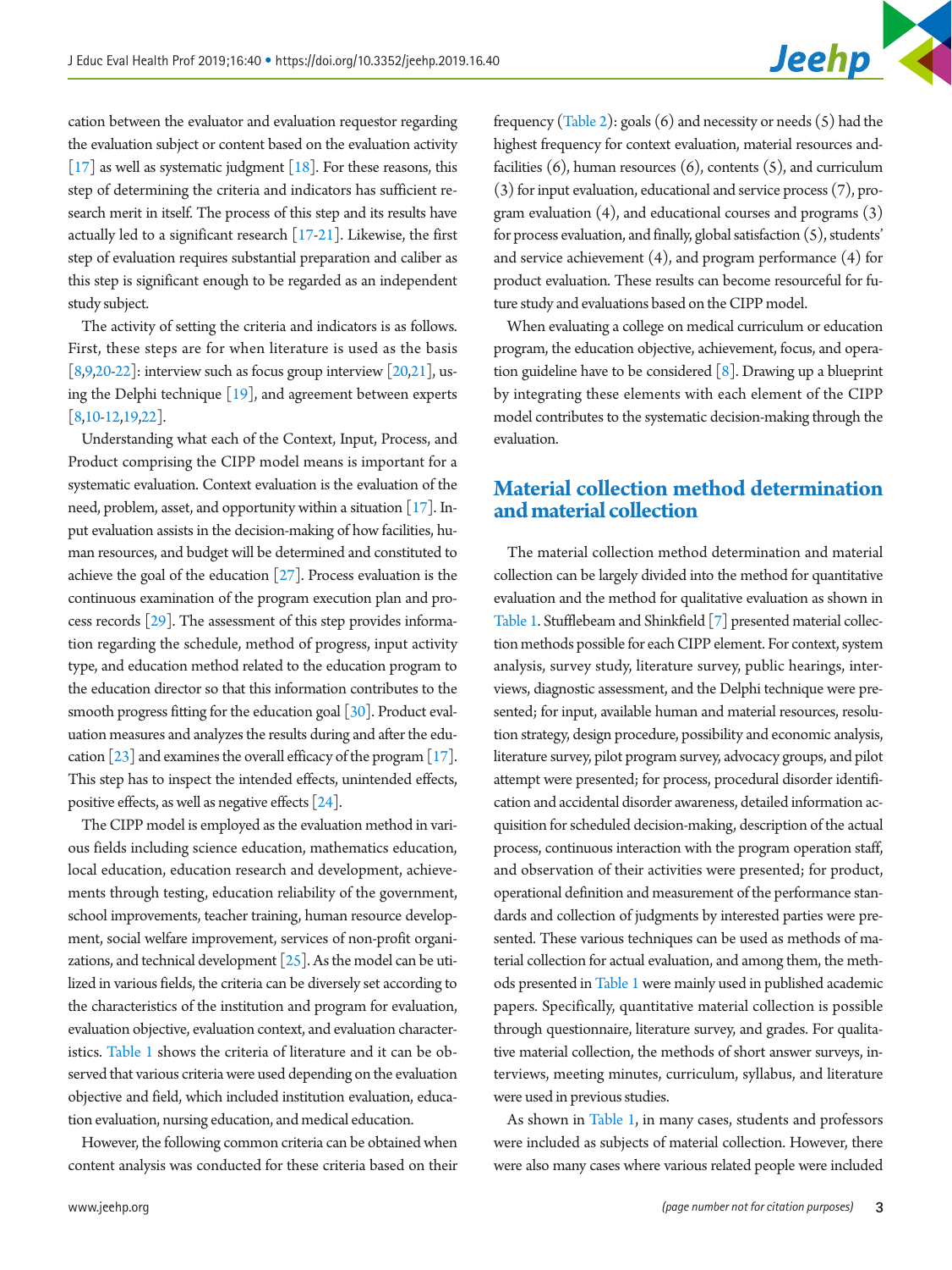cation between the evaluator and evaluation requestor regarding the evaluation subject or content based on the evaluation activity [17] as well as systematic judgment [18]. For these reasons, this step of determining the criteria and indicators has sufficient research merit in itself. The process of this step and its results have actually led to a significant research [17-21]. Likewise, the first step of evaluation requires substantial preparation and caliber as this step is significant enough to be regarded as an independent study subject.

The activity of setting the criteria and indicators is as follows. First, these steps are for when literature is used as the basis [8,9,20-22]: interview such as focus group interview [20,21], using the Delphi technique [19], and agreement between experts [8,10-12,19,22].

Understanding what each of the Context, Input, Process, and Product comprising the CIPP model means is important for a systematic evaluation. Context evaluation is the evaluation of the need, problem, asset, and opportunity within a situation [17]. Input evaluation assists in the decision-making of how facilities, human resources, and budget will be determined and constituted to achieve the goal of the education [27]. Process evaluation is the continuous examination of the program execution plan and process records [29]. The assessment of this step provides information regarding the schedule, method of progress, input activity type, and education method related to the education program to the education director so that this information contributes to the smooth progress fitting for the education goal [30]. Product evaluation measures and analyzes the results during and after the education [23] and examines the overall efficacy of the program [17]. This step has to inspect the intended effects, unintended effects, positive effects, as well as negative effects [24].

The CIPP model is employed as the evaluation method in various fields including science education, mathematics education, local education, education research and development, achievements through testing, education reliability of the government, school improvements, teacher training, human resource development, social welfare improvement, services of non-profit organizations, and technical development [25]. As the model can be utilized in various fields, the criteria can be diversely set according to the characteristics of the institution and program for evaluation, evaluation objective, evaluation context, and evaluation characteristics. Table 1 shows the criteria of literature and it can be observed that various criteria were used depending on the evaluation objective and field, which included institution evaluation, education evaluation, nursing education, and medical education.

However, the following common criteria can be obtained when content analysis was conducted for these criteria based on their frequency (Table 2): goals (6) and necessity or needs (5) had the highest frequency for context evaluation, material resources and facilities (6), human resources (6), contents (5), and curriculum (3) for input evaluation, educational and service process (7), program evaluation (4), and educational courses and programs (3) for process evaluation, and finally, global satisfaction (5), students' and service achievement (4), and program performance (4) for product evaluation. These results can become resourceful for future study and evaluations based on the CIPP model.

When evaluating a college on medical curriculum or education program, the education objective, achievement, focus, and operation guideline have to be considered [8]. Drawing up a blueprint by integrating these elements with each element of the CIPP model contributes to the systematic decision-making through the evaluation.

## Material collection method determination and material collection

The material collection method determination and material collection can be largely divided into the method for quantitative evaluation and the method for qualitative evaluation as shown in Table 1. Stufflebeam and Shinkfield [7] presented material collection methods possible for each CIPP element. For context, system analysis, survey study, literature survey, public hearings, interviews, diagnostic assessment, and the Delphi technique were presented; for input, available human and material resources, resolution strategy, design procedure, possibility and economic analysis, literature survey, pilot program survey, advocacy groups, and pilot attempt were presented; for process, procedural disorder identification and accidental disorder awareness, detailed information acquisition for scheduled decision-making, description of the actual process, continuous interaction with the program operation staff, and observation of their activities were presented; for product, operational definition and measurement of the performance standards and collection of judgments by interested parties were presented. These various techniques can be used as methods of material collection for actual evaluation, and among them, the methods presented in Table 1 were mainly used in published academic papers. Specifically, quantitative material collection is possible through questionnaire, literature survey, and grades. For qualitative material collection, the methods of short answer surveys, interviews, meeting minutes, curriculum, syllabus, and literature were used in previous studies.

As shown in Table 1, in many cases, students and professors were included as subjects of material collection. However, there were also many cases where various related people were included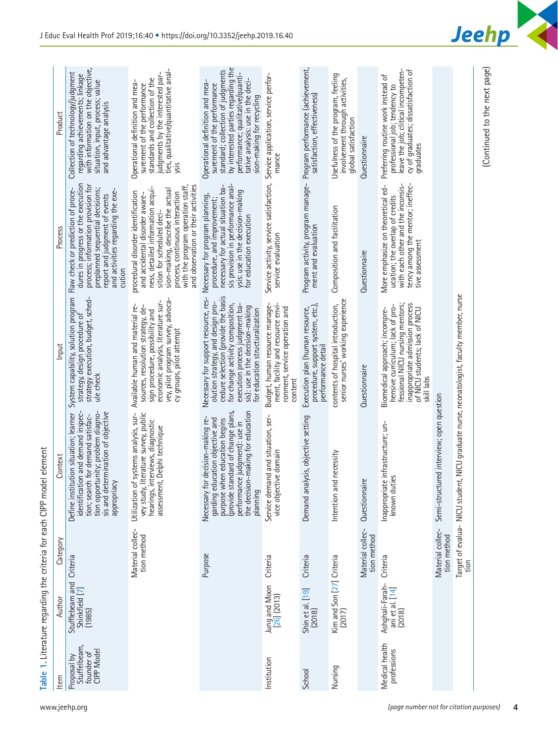Table 1. Literature regarding the criteria for each CIPP model element

| Item | Author | Category | Context | Input | Process | Product |
|---|---|---|---|---|---|---|
| Proposal by Stufflebeam, founder of CIPP Model | Stufflebeam and Shinkfield [7] (1985) | Criteria | Define institution situation; learner identification and demand inspection; search for demand satisfaction opportunity; problem diagnosis and determination of objective appropriacy | System capability, solution program strategy, design procedure of strategy execution, budget, schedule check | Flaw check or prediction of procedures in progress or the execution process; information provision for preplanned sequential decisions; report and judgment of events and activities regarding the execution | Collection of technology/judgment regarding achievements; linkage with information on the objective, situation, input, process; value and advantage analysis |
| | | Material collection method | Utilization of systems analysis, survey study, literature survey, public hearings, interviews, diagnostic assessment, Delphi technique | Available human and material resources, resolution strategy, design procedure, possibility and economic analysis, literature survey, pilot program survey, advocacy groups, pilot attempt | procedural disorder identification and accidental disorder awareness, detailed information acquisition for scheduled decision-making, describe the actual process, continuous interaction with the program operation staff, and observation or their activities | Operational definition and measurement of the performance standards and collection of the judgments by the interested parties, qualitative/quantitative analysis |
| | | Purpose | Necessary for decision-making regarding education objective and purpose when education begins (provide standard of change plans, performance judgment): use in the decision-making for education planning | Necessary for support resource, resolution strategy, and design procedure selection (provide the basis for change activity composition, execution process judgment basis): use in the decision-making for education structuralization | Necessary for program planning, procedure, and improvement; necessary for actual situation basis provision in performance analysis: use in the decision-making for education execution | Operational definition and measurement of the performance standard; collection of judgments by interested parties regarding the performance; qualitative/quantitative analysis: use in the decision-making for recycling |
| Institution | Jung and Moon [26] (2013) | Criteria | Service demand and situation, service objective domain | Budget, human resource management, facility and resource environment, service operation and content | Service activity, service satisfaction, service evaluation | Service application, service performance |
| School | Shin et al. [19] (2018) | Criteria | Demand analysis, objective setting | Execution plan (human resource, procedure, support system, etc.), performance detail | Program activity, program management and evaluation | Program performance (achievement, satisfaction, effectiveness) |
| Nursing | Kim and Son [27] (2017) | Criteria | Intention and necessity | contents of hospital introduction, senior nurses' working experience | Composition and facilitation | Usefulness of the program, feeling involvement through activities, global satisfaction |
| | | Material collection method | Questionnaire | Questionnaire | Questionnaire | Questionnaire |
| Medical health professions | Ashghali-Farahani et al. [14] (2018) | Criteria | Inappropriate infrastructure; unknown duties | Biomedical approach; incomprehensive curriculum; lack of professional NICU nursing mentors; inappropriate admission process of NICU students; lack of NICU skill labs | More emphasize on theoretical education; the overlap of credits with each other and the inconsistency among the mentor; ineffective assessment | Preferring routine work instead of professional job; tendency to leave the job; clitical incompetency of graduates; dissatisfaction of graduates |
| | | Material collection method | Semi-structured interview; open question | | | |
| | | Target of evaluation | NICU student, NICU graduate nurse, neonatologist, faculty member, nurse | | | |

(Continued to the next page)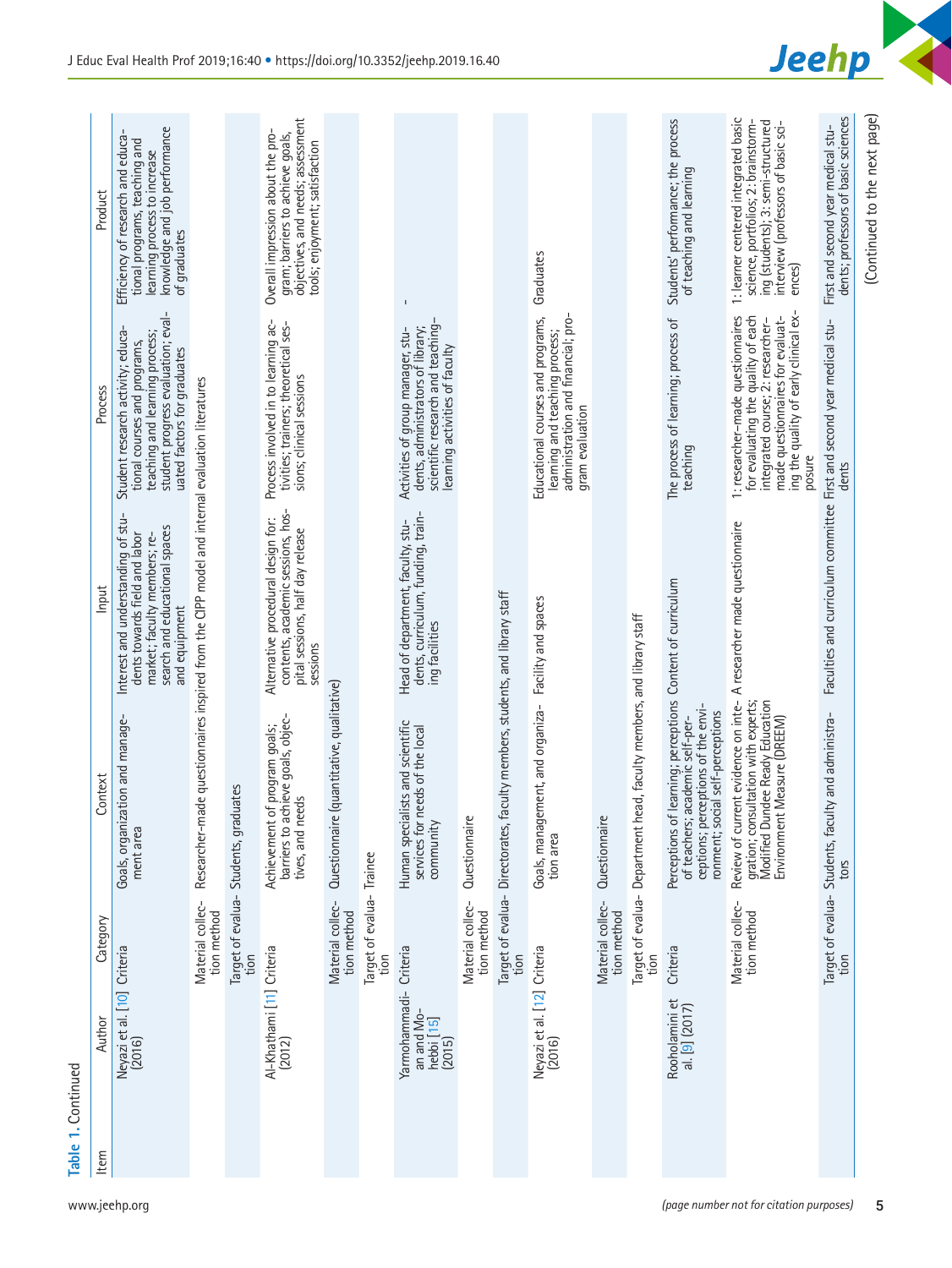Table 1. Continued

| Item | Author | Category | Context | Input | Process | Product |
|---|---|---|---|---|---|---|
| | Neyazi et al. [10] (2016) | Criteria | Goals, organization and management area | Interest and understanding of students towards field and labor market; faculty members; research and educational spaces and equipment | Student research activity; educational courses and programs, teaching and learning process; student progress evaluation; evaluated factors for graduates | Efficiency of research and educational programs, teaching and learning process to increase knowledge and job performance of graduates |
| | | Material collection method | Researcher-made questionnaires inspired from the CIPP model and internal evaluation literatures | | | |
| | | Target of evaluation | Students, graduates | | | |
| | Al-Khathami [11] (2012) | Criteria | Achievement of program goals; barriers to achieve goals, objectives, and needs | Alternative procedural design for: contents, academic sessions, hospital sessions, half day release sessions | Process involved in to learning activities; trainers; theoretical sessions; clinical sessions | Overall impression about the program; barriers to achieve goals, objectives, and needs; assessment tools; enjoyment; satisfaction |
| | | Material collection method | Questionnaire (quantitative, qualitative) | | | |
| | | Target of evaluation | Trainee | | | |
| | Yarmohammadian and Mohebbi [15] (2015) | Criteria | Human specialists and scientific services for needs of the local community | Head of department, faculty, students, curriculum, funding, training facilities | Activities of group manager, students, administrators of library; scientific research and teaching-learning activities of faculty | - |
| | | Material collection method | Questionnaire | | | |
| | | Target of evaluation | Directorates, faculty members, students, and library staff | | | |
| | Neyazi et al. [12] (2016) | Criteria | Goals, management, and organization area | Facility and spaces | Educational courses and programs, learning and teaching process; administration and financial; program evaluation | Graduates |
| | | Material collection method | Questionnaire | | | |
| | | Target of evaluation | Department head, faculty members, and library staff | | | |
| | Rooholamini et al. [9] (2017) | Criteria | Perceptions of learning; perceptions of teachers; academic self-perceptions; perceptions of the environment; social self-perceptions | Content of curriculum | The process of learning; process of teaching | Students' performance; the process of teaching and learning |
| | | Material collection method | Review of current evidence on integration; consultation with experts; Modified Dundee Ready Education Environment Measure (DREEM) | A researcher made questionnaire | 1: researcher-made questionnaires for evaluating the quality of each integrated course; 2: researcher-made questionnaires for evaluating the quality of early clinical exposure | 1: learner centered integrated basic science, portfolios; 2: brainstorming (students); 3: semi-structured interview (professors of basic sciences) |
| | | Target of evaluation | Students, faculty and administrators | Faculties and curriculum committee | First and second year medical students | First and second year medical students; professors of basic sciences |

(Continued to the next page)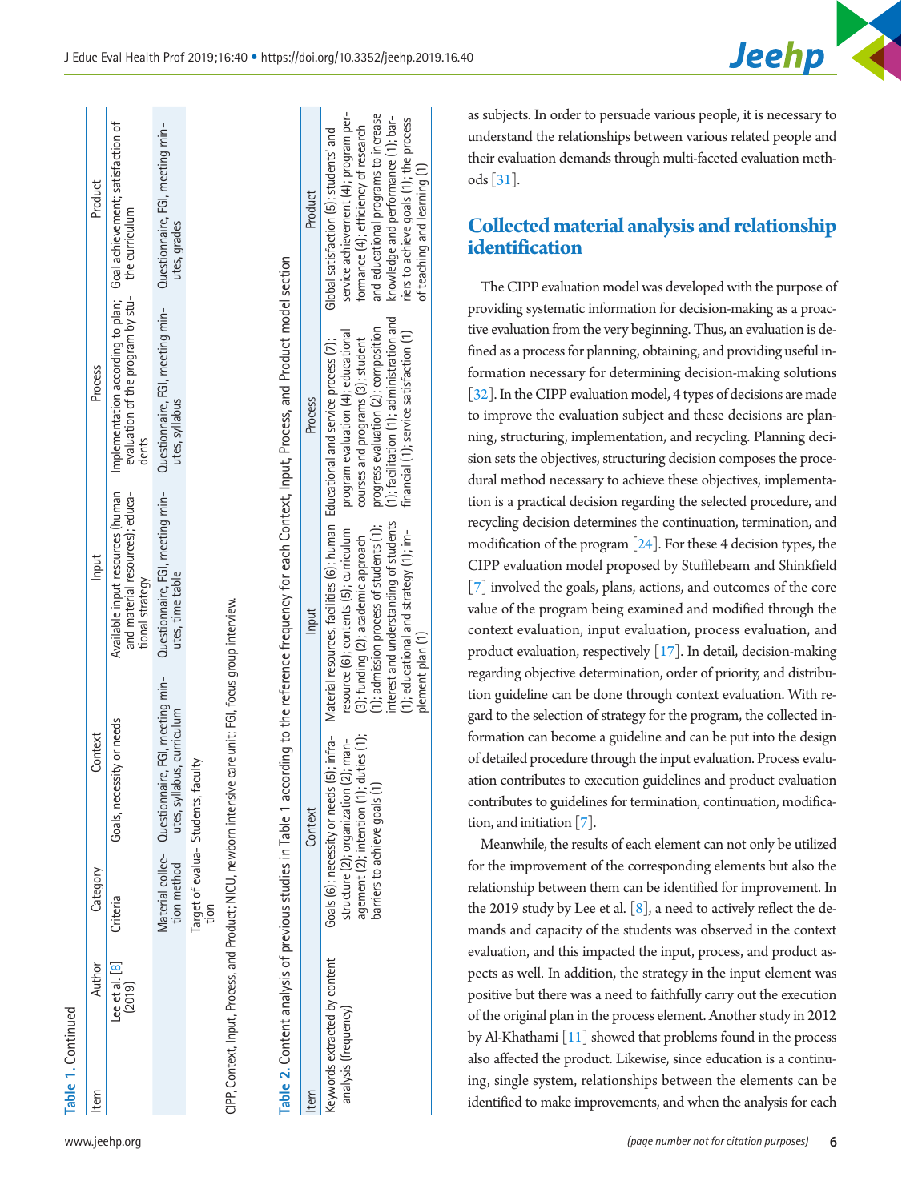Table 1. Continued

| Item | Author | Category | Context | Input | Process | Product |
|---|---|---|---|---|---|---|
| | Lee et al. [8] (2019) | Criteria | Goals, necessity or needs | Available input resources (human and material resources); educational strategy | Implementation according to plan; evaluation of the program by students | Goal achievement; satisfaction of the curriculum |
| | | Material collection method | Questionnaire, FGI, meeting minutes, syllabus, curriculum | Questionnaire, FGI, meeting minutes, time table | Questionnaire, FGI, meeting minutes, syllabus | Questionnaire, FGI, meeting minutes, grades |
| | | Target of evaluation | Students, faculty | | | |

CIPP, Context, Input, Process, and Product; NICU, newborn intensive care unit; FGI, focus group interview.

Table 2. Content analysis of previous studies in Table 1 according to the reference frequency for each Context, Input, Process, and Product model section

| Item | Context | Input | Process | Product |
|---|---|---|---|---|
| Keywords extracted by content analysis (frequency) | Goals (6); necessity or needs (5); infrastructure (2); organization (2); management (2); intention (1); duties (1); barriers to achieve goals (1) | Material resources, facilities (6); human resource (6); contents (5); curriculum (3); funding (2); academic approach (1); admission process of students (1); interest and understanding of students (1); educational and strategy (1); implement plan (1) | Educational and service process (7); program evaluation (4); educational courses and programs (3); student progress evaluation (2); composition (1); facilitation (1); administration and financial (1); service satisfaction (1) | Global satisfaction (5); students' and service achievement (4); program performance (4); efficiency of research and educational programs to increase knowledge and performance (1); barriers to achieve goals (1); the process of teaching and learning (1) |

as subjects. In order to persuade various people, it is necessary to understand the relationships between various related people and their evaluation demands through multi-faceted evaluation methods [31].

## Collected material analysis and relationship identification

The CIPP evaluation model was developed with the purpose of providing systematic information for decision-making as a proactive evaluation from the very beginning. Thus, an evaluation is defined as a process for planning, obtaining, and providing useful information necessary for determining decision-making solutions [32]. In the CIPP evaluation model, 4 types of decisions are made to improve the evaluation subject and these decisions are planning, structuring, implementation, and recycling. Planning decision sets the objectives, structuring decision composes the procedural method necessary to achieve these objectives, implementation is a practical decision regarding the selected procedure, and recycling decision determines the continuation, termination, and modification of the program [24]. For these 4 decision types, the CIPP evaluation model proposed by Stufflebeam and Shinkfield [7] involved the goals, plans, actions, and outcomes of the core value of the program being examined and modified through the context evaluation, input evaluation, process evaluation, and product evaluation, respectively [17]. In detail, decision-making regarding objective determination, order of priority, and distribution guideline can be done through context evaluation. With regard to the selection of strategy for the program, the collected information can become a guideline and can be put into the design of detailed procedure through the input evaluation. Process evaluation contributes to execution guidelines and product evaluation contributes to guidelines for termination, continuation, modification, and initiation [7].

Meanwhile, the results of each element can not only be utilized for the improvement of the corresponding elements but also the relationship between them can be identified for improvement. In the 2019 study by Lee et al. [8], a need to actively reflect the demands and capacity of the students was observed in the context evaluation, and this impacted the input, process, and product aspects as well. In addition, the strategy in the input element was positive but there was a need to faithfully carry out the execution of the original plan in the process element. Another study in 2012 by Al-Khathami [11] showed that problems found in the process also affected the product. Likewise, since education is a continuing, single system, relationships between the elements can be identified to make improvements, and when the analysis for each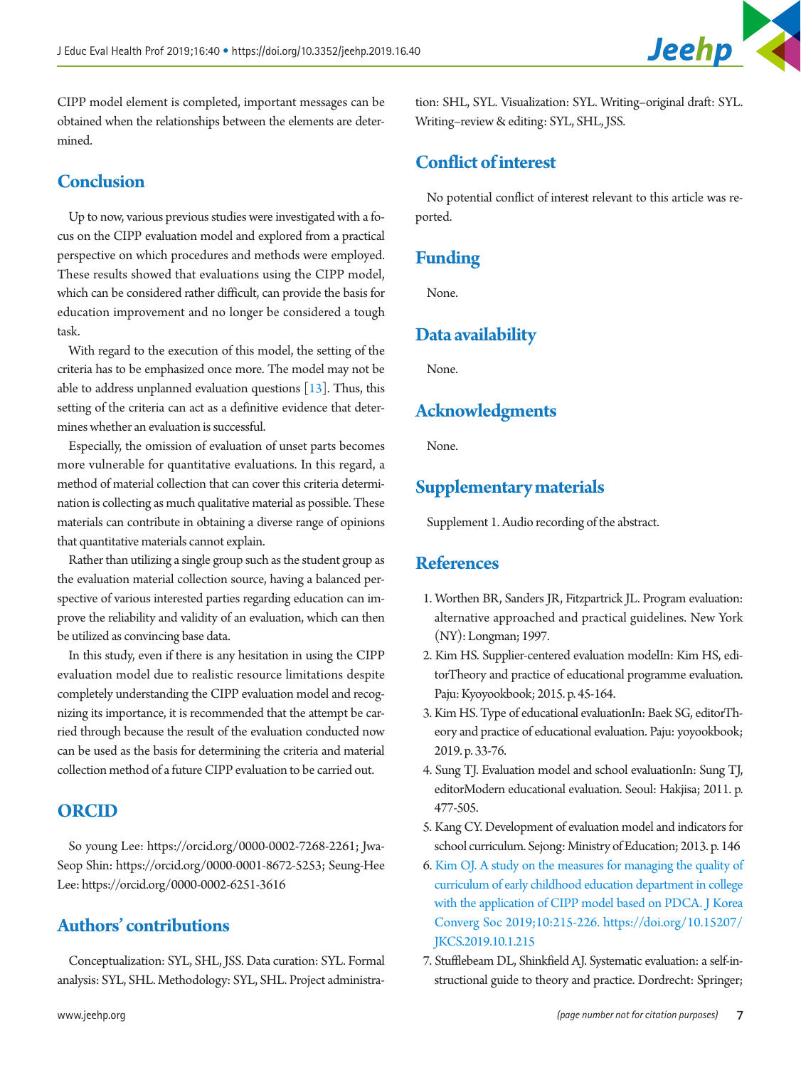CIPP model element is completed, important messages can be obtained when the relationships between the elements are determined.

## Conclusion

Up to now, various previous studies were investigated with a focus on the CIPP evaluation model and explored from a practical perspective on which procedures and methods were employed. These results showed that evaluations using the CIPP model, which can be considered rather difficult, can provide the basis for education improvement and no longer be considered a tough task.

With regard to the execution of this model, the setting of the criteria has to be emphasized once more. The model may not be able to address unplanned evaluation questions [13]. Thus, this setting of the criteria can act as a definitive evidence that determines whether an evaluation is successful.

Especially, the omission of evaluation of unset parts becomes more vulnerable for quantitative evaluations. In this regard, a method of material collection that can cover this criteria determination is collecting as much qualitative material as possible. These materials can contribute in obtaining a diverse range of opinions that quantitative materials cannot explain.

Rather than utilizing a single group such as the student group as the evaluation material collection source, having a balanced perspective of various interested parties regarding education can improve the reliability and validity of an evaluation, which can then be utilized as convincing base data.

In this study, even if there is any hesitation in using the CIPP evaluation model due to realistic resource limitations despite completely understanding the CIPP evaluation model and recognizing its importance, it is recommended that the attempt be carried through because the result of the evaluation conducted now can be used as the basis for determining the criteria and material collection method of a future CIPP evaluation to be carried out.

## ORCID

So young Lee: https://orcid.org/0000-0002-7268-2261; Jwa-Seop Shin: https://orcid.org/0000-0001-8672-5253; Seung-Hee Lee: https://orcid.org/0000-0002-6251-3616

## Authors' contributions

Conceptualization: SYL, SHL, JSS. Data curation: SYL. Formal analysis: SYL, SHL. Methodology: SYL, SHL. Project administration: SHL, SYL. Visualization: SYL. Writing–original draft: SYL. Writing–review & editing: SYL, SHL, JSS.

## Conflict of interest

No potential conflict of interest relevant to this article was reported.

## Funding

None.

## Data availability

None.

## Acknowledgments

None.

## Supplementary materials

Supplement 1. Audio recording of the abstract.

## References

1. Worthen BR, Sanders JR, Fitzpatrick JL. Program evaluation: alternative approached and practical guidelines. New York (NY): Longman; 1997.
2. Kim HS. Supplier-centered evaluation modelIn: Kim HS, editorTheory and practice of educational programme evaluation. Paju: Kyoyookbook; 2015. p. 45-164.
3. Kim HS. Type of educational evaluationIn: Baek SG, editorTheory and practice of educational evaluation. Paju: yoyookbook; 2019. p. 33-76.
4. Sung TJ. Evaluation model and school evaluationIn: Sung TJ, editorModern educational evaluation. Seoul: Hakjisa; 2011. p. 477-505.
5. Kang CY. Development of evaluation model and indicators for school curriculum. Sejong: Ministry of Education; 2013. p. 146
6. Kim OJ. A study on the measures for managing the quality of curriculum of early childhood education department in college with the application of CIPP model based on PDCA. J Korea Converg Soc 2019;10:215-226. https://doi.org/10.15207/JKCS.2019.10.1.215
7. Stufflebeam DL, Shinkfield AJ. Systematic evaluation: a self-instructional guide to theory and practice. Dordrecht: Springer;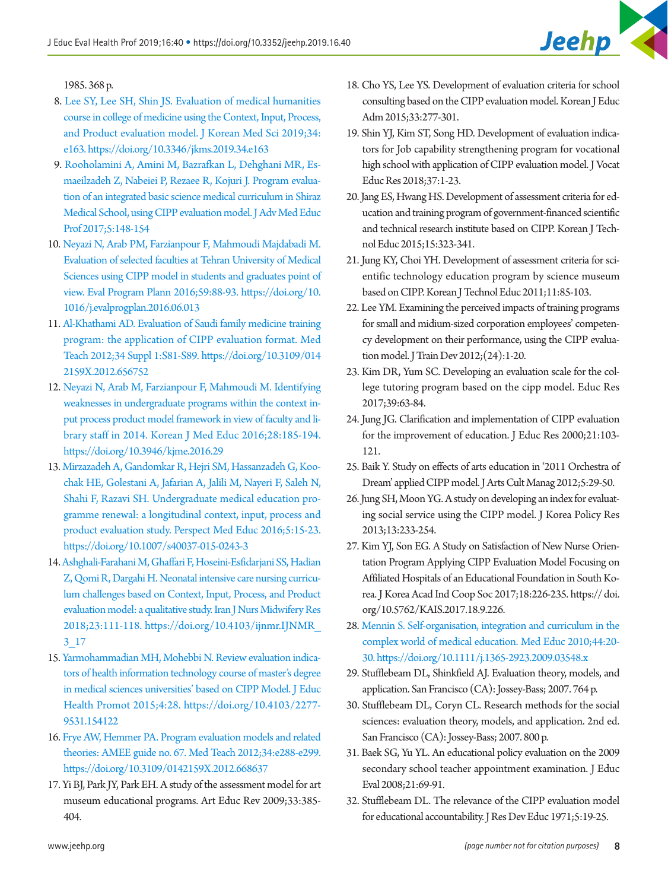1985. 368 p.

8. Lee SY, Lee SH, Shin JS. Evaluation of medical humanities course in college of medicine using the Context, Input, Process, and Product evaluation model. J Korean Med Sci 2019;34:e163. https://doi.org/10.3346/jkms.2019.34.e163
9. Rooholamini A, Amini M, Bazrafkan L, Dehghani MR, Esmaeilzadeh Z, Nabeiei P, Rezaee R, Kojuri J. Program evaluation of an integrated basic science medical curriculum in Shiraz Medical School, using CIPP evaluation model. J Adv Med Educ Prof 2017;5:148-154
10. Neyazi N, Arab PM, Farzianpour F, Mahmoudi Majdabadi M. Evaluation of selected faculties at Tehran University of Medical Sciences using CIPP model in students and graduates point of view. Eval Program Plann 2016;59:88-93. https://doi.org/10.1016/j.evalprogplan.2016.06.013
11. Al-Khathami AD. Evaluation of Saudi family medicine training program: the application of CIPP evaluation format. Med Teach 2012;34 Suppl 1:S81-S89. https://doi.org/10.3109/0142159X.2012.656752
12. Neyazi N, Arab M, Farzianpour F, Mahmoudi M. Identifying weaknesses in undergraduate programs within the context input process product model framework in view of faculty and library staff in 2014. Korean J Med Educ 2016;28:185-194. https://doi.org/10.3946/kjme.2016.29
13. Mirzazadeh A, Gandomkar R, Hejri SM, Hassanzadeh G, Koochak HE, Golestani A, Jafarian A, Jalili M, Nayeri F, Saleh N, Shahi F, Razavi SH. Undergraduate medical education programme renewal: a longitudinal context, input, process and product evaluation study. Perspect Med Educ 2016;5:15-23. https://doi.org/10.1007/s40037-015-0243-3
14. Ashghali-Farahani M, Ghaffari F, Hoseini-Esfidarjani SS, Hadian Z, Qomi R, Dargahi H. Neonatal intensive care nursing curriculum challenges based on Context, Input, Process, and Product evaluation model: a qualitative study. Iran J Nurs Midwifery Res 2018;23:111-118. https://doi.org/10.4103/ijnmr.IJNMR_3_17
15. Yarmohammadian MH, Mohebbi N. Review evaluation indicators of health information technology course of master's degree in medical sciences universities' based on CIPP Model. J Educ Health Promot 2015;4:28. https://doi.org/10.4103/2277-9531.154122
16. Frye AW, Hemmer PA. Program evaluation models and related theories: AMEE guide no. 67. Med Teach 2012;34:e288-e299. https://doi.org/10.3109/0142159X.2012.668637
17. Yi BJ, Park JY, Park EH. A study of the assessment model for art museum educational programs. Art Educ Rev 2009;33:385-404.
18. Cho YS, Lee YS. Development of evaluation criteria for school consulting based on the CIPP evaluation model. Korean J Educ Adm 2015;33:277-301.
19. Shin YJ, Kim ST, Song HD. Development of evaluation indicators for Job capability strengthening program for vocational high school with application of CIPP evaluation model. J Vocat Educ Res 2018;37:1-23.
20. Jang ES, Hwang HS. Development of assessment criteria for education and training program of government-financed scientific and technical research institute based on CIPP. Korean J Technol Educ 2015;15:323-341.
21. Jung KY, Choi YH. Development of assessment criteria for scientific technology education program by science museum based on CIPP. Korean J Technol Educ 2011;11:85-103.
22. Lee YM. Examining the perceived impacts of training programs for small and midium-sized corporation employees' competency development on their performance, using the CIPP evaluation model. J Train Dev 2012;(24):1-20.
23. Kim DR, Yum SC. Developing an evaluation scale for the college tutoring program based on the cipp model. Educ Res 2017;39:63-84.
24. Jung JG. Clarification and implementation of CIPP evaluation for the improvement of education. J Educ Res 2000;21:103-121.
25. Baik Y. Study on effects of arts education in '2011 Orchestra of Dream' applied CIPP model. J Arts Cult Manag 2012;5:29-50.
26. Jung SH, Moon YG. A study on developing an index for evaluating social service using the CIPP model. J Korea Policy Res 2013;13:233-254.
27. Kim YJ, Son EG. A Study on Satisfaction of New Nurse Orientation Program Applying CIPP Evaluation Model Focusing on Affiliated Hospitals of an Educational Foundation in South Korea. J Korea Acad Ind Coop Soc 2017;18:226-235. https:// doi.org/10.5762/KAIS.2017.18.9.226.
28. Mennin S. Self-organisation, integration and curriculum in the complex world of medical education. Med Educ 2010;44:20-30. https://doi.org/10.1111/j.1365-2923.2009.03548.x
29. Stufflebeam DL, Shinkfield AJ. Evaluation theory, models, and application. San Francisco (CA): Jossey-Bass; 2007. 764 p.
30. Stufflebeam DL, Coryn CL. Research methods for the social sciences: evaluation theory, models, and application. 2nd ed. San Francisco (CA): Jossey-Bass; 2007. 800 p.
31. Baek SG, Yu YL. An educational policy evaluation on the 2009 secondary school teacher appointment examination. J Educ Eval 2008;21:69-91.
32. Stufflebeam DL. The relevance of the CIPP evaluation model for educational accountability. J Res Dev Educ 1971;5:19-25.